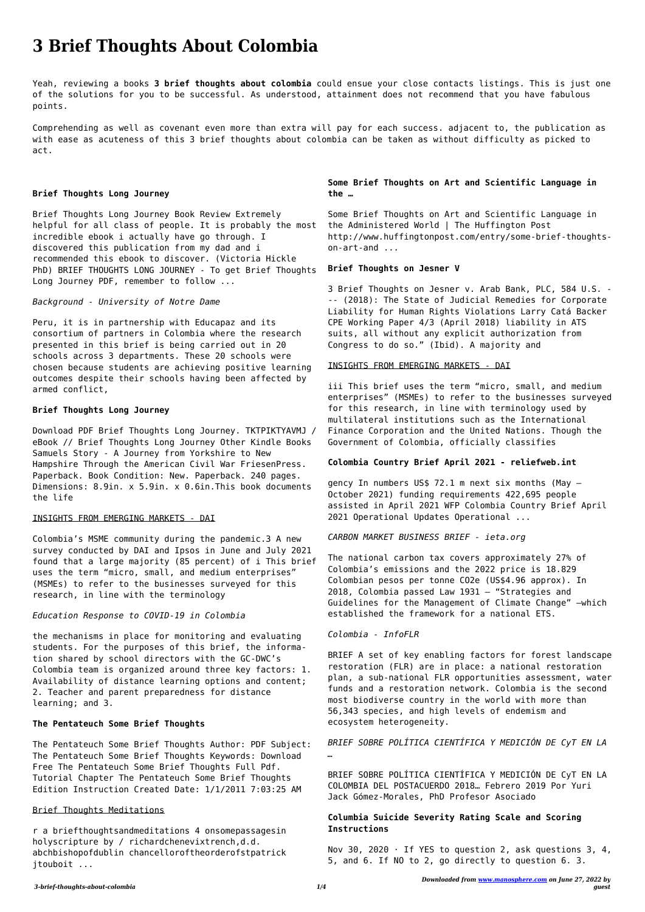# 3 Brief Thoughts About Colombia

Yeah, reviewing a books **3 brief thoughts about colombia** could ensue your close contacts listings. This is just one of the solutions for you to be successful. As understood, attainment does not recommend that you have fabulous points.

Comprehending as well as covenant even more than extra will pay for each success. adjacent to, the publication as with ease as acuteness of this 3 brief thoughts about colombia can be taken as without difficulty as picked to act.

### Brief Thoughts Long Journey

Brief Thoughts Long Journey Book Review Extremely helpful for all class of people. It is probably the most incredible ebook i actually have go through. I discovered this publication from my dad and i recommended this ebook to discover. (Victoria Hickle PhD) BRIEF THOUGHTS LONG JOURNEY - To get Brief Thoughts Long Journey PDF, remember to follow ...

*Background - University of Notre Dame*

Peru, it is in partnership with Educapaz and its consortium of partners in Colombia where the research presented in this brief is being carried out in 20 schools across 3 departments. These 20 schools were chosen because students are achieving positive learning outcomes despite their schools having been affected by armed conflict,

### Brief Thoughts Long Journey

Download PDF Brief Thoughts Long Journey. TKTPIKTYAVMJ / eBook // Brief Thoughts Long Journey Other Kindle Books Samuels Story - A Journey from Yorkshire to New Hampshire Through the American Civil War FriesenPress. Paperback. Book Condition: New. Paperback. 240 pages. Dimensions: 8.9in. x 5.9in. x 0.6in.This book documents the life

INSIGHTS FROM EMERGING MARKETS - DAI

Colombia's MSME community during the pandemic.3 A new survey conducted by DAI and Ipsos in June and July 2021 found that a large majority (85 percent) of i This brief uses the term "micro, small, and medium enterprises" (MSMEs) to refer to the businesses surveyed for this research, in line with the terminology

*Education Response to COVID-19 in Colombia*

the mechanisms in place for monitoring and evaluating students. For the purposes of this brief, the informa-tion shared by school directors with the GC-DWC's Colombia team is organized around three key factors: 1. Availability of distance learning options and content; 2. Teacher and parent preparedness for distance learning; and 3.

### The Pentateuch Some Brief Thoughts

The Pentateuch Some Brief Thoughts Author: PDF Subject: The Pentateuch Some Brief Thoughts Keywords: Download Free The Pentateuch Some Brief Thoughts Full Pdf. Tutorial Chapter The Pentateuch Some Brief Thoughts Edition Instruction Created Date: 1/1/2011 7:03:25 AM

Brief Thoughts Meditations

r a briefthoughtsandmeditations 4 onsomepassagesin holyscripture by / richardchenevixtrench,d.d. abchbishopofdublin chanceloroftheorderofstpatrick jtouboit ...

### Some Brief Thoughts on Art and Scientific Language in the …

Some Brief Thoughts on Art and Scientific Language in the Administered World | The Huffington Post http://www.huffingtonpost.com/entry/some-brief-thoughts-on-art-and ...

### Brief Thoughts on Jesner V

3 Brief Thoughts on Jesner v. Arab Bank, PLC, 584 U.S. --- (2018): The State of Judicial Remedies for Corporate Liability for Human Rights Violations Larry Catá Backer CPE Working Paper 4/3 (April 2018) liability in ATS suits, all without any explicit authorization from Congress to do so." (Ibid). A majority and

INSIGHTS FROM EMERGING MARKETS - DAI

iii This brief uses the term "micro, small, and medium enterprises" (MSMEs) to refer to the businesses surveyed for this research, in line with terminology used by multilateral institutions such as the International Finance Corporation and the United Nations. Though the Government of Colombia, officially classifies

### Colombia Country Brief April 2021 - reliefweb.int

gency In numbers US$ 72.1 m next six months (May – October 2021) funding requirements 422,695 people assisted in April 2021 WFP Colombia Country Brief April 2021 Operational Updates Operational ...

*CARBON MARKET BUSINESS BRIEF - ieta.org*

The national carbon tax covers approximately 27% of Colombia's emissions and the 2022 price is 18.829 Colombian pesos per tonne CO2e (US$4.96 approx). In 2018, Colombia passed Law 1931 – "Strategies and Guidelines for the Management of Climate Change" –which established the framework for a national ETS.

*Colombia - InfoFLR*

BRIEF A set of key enabling factors for forest landscape restoration (FLR) are in place: a national restoration plan, a sub-national FLR opportunities assessment, water funds and a restoration network. Colombia is the second most biodiverse country in the world with more than 56,343 species, and high levels of endemism and ecosystem heterogeneity.

*BRIEF SOBRE POLÍTICA CIENTÍFICA Y MEDICIÓN DE CyT EN LA …*

BRIEF SOBRE POLÍTICA CIENTÍFICA Y MEDICIÓN DE CyT EN LA COLOMBIA DEL POSTACUERDO 2018… Febrero 2019 Por Yuri Jack Gómez-Morales, PhD Profesor Asociado

### Columbia Suicide Severity Rating Scale and Scoring Instructions

Nov 30, 2020 · If YES to question 2, ask questions 3, 4, 5, and 6. If NO to 2, go directly to question 6. 3.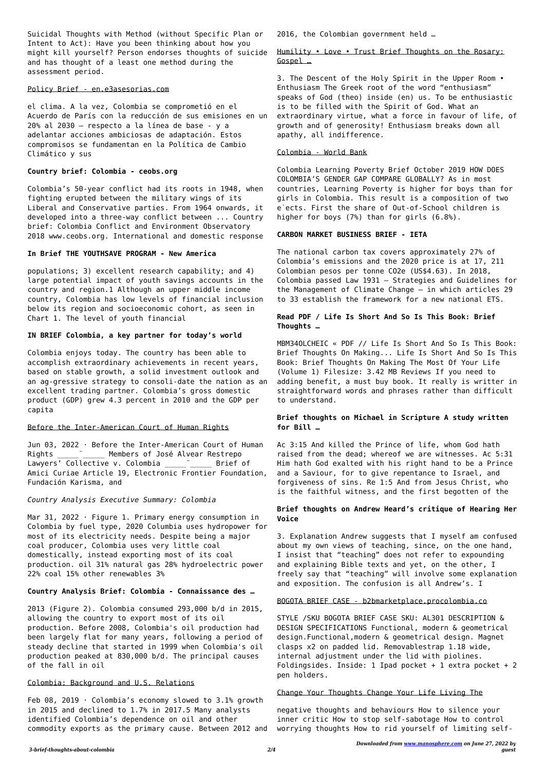Suicidal Thoughts with Method (without Specific Plan or Intent to Act): Have you been thinking about how you might kill yourself? Person endorses thoughts of suicide and has thought of a least one method during the assessment period.

Policy Brief - en.e3asesorias.com

el clima. A la vez, Colombia se comprometió en el Acuerdo de París con la reducción de sus emisiones en un 20% al 2030 – respecto a la línea de base - y a adelantar acciones ambiciosas de adaptación. Estos compromisos se fundamentan en la Política de Cambio Climático y sus

**Country brief: Colombia - ceobs.org**

Colombia's 50-year conflict had its roots in 1948, when fighting erupted between the military wings of its Liberal and Conservative parties. From 1964 onwards, it developed into a three-way conflict between ... Country brief: Colombia Conflict and Environment Observatory 2018 www.ceobs.org. International and domestic response

**In Brief THE YOUTHSAVE PROGRAM - New America**

populations; 3) excellent research capability; and 4) large potential impact of youth savings accounts in the country and region.1 Although an upper middle income country, Colombia has low levels of financial inclusion below its region and socioeconomic cohort, as seen in Chart 1. The level of youth financial

**IN BRIEF Colombia, a key partner for today's world**

Colombia enjoys today. The country has been able to accomplish extraordinary achievements in recent years, based on stable growth, a solid investment outlook and an ag-gressive strategy to consoli-date the nation as an excellent trading partner. Colombia's gross domestic product (GDP) grew 4.3 percent in 2010 and the GDP per capita

Before the Inter-American Court of Human Rights

Jun 03, 2022 · Before the Inter-American Court of Human Rights \_\_\_\_\_¨\_\_\_\_\_ Members of José Alvear Restrepo Lawyers' Collective v. Colombia \_\_\_\_\_¨\_\_\_\_\_ Brief of Amici Curiae Article 19, Electronic Frontier Foundation, Fundación Karisma, and

*Country Analysis Executive Summary: Colombia*

Mar 31, 2022 · Figure 1. Primary energy consumption in Colombia by fuel type, 2020 Columbia uses hydropower for most of its electricity needs. Despite being a major coal producer, Colombia uses very little coal domestically, instead exporting most of its coal production. oil 31% natural gas 28% hydroelectric power 22% coal 15% other renewables 3%

**Country Analysis Brief: Colombia - Connaissance des …**

2013 (Figure 2). Colombia consumed 293,000 b/d in 2015, allowing the country to export most of its oil production. Before 2008, Colombia's oil production had been largely flat for many years, following a period of steady decline that started in 1999 when Colombia's oil production peaked at 830,000 b/d. The principal causes of the fall in oil

Colombia: Background and U.S. Relations

Feb 08, 2019 · Colombia's economy slowed to 3.1% growth in 2015 and declined to 1.7% in 2017.5 Many analysts identified Colombia's dependence on oil and other commodity exports as the primary cause. Between 2012 and 2016, the Colombian government held …

Humility • Love • Trust Brief Thoughts on the Rosary: Gospel …

3. The Descent of the Holy Spirit in the Upper Room • Enthusiasm The Greek root of the word "enthusiasm" speaks of God (theo) inside (en) us. To be enthusiastic is to be filled with the Spirit of God. What an extraordinary virtue, what a force in favour of life, of growth and of generosity! Enthusiasm breaks down all apathy, all indifference.

Colombia - World Bank

Colombia Learning Poverty Brief October 2019 HOW DOES COLOMBIA'S GENDER GAP COMPARE GLOBALLY? As in most countries, Learning Poverty is higher for boys than for girls in Colombia. This result is a composition of two e˙ects. First the share of Out-of-School children is higher for boys (7%) than for girls (6.8%).

**CARBON MARKET BUSINESS BRIEF - IETA**

The national carbon tax covers approximately 27% of Colombia's emissions and the 2020 price is at 17, 211 Colombian pesos per tonne CO2e (US$4.63). In 2018, Colombia passed Law 1931 – Strategies and Guidelines for the Management of Climate Change – in which articles 29 to 33 establish the framework for a new national ETS.

**Read PDF / Life Is Short And So Is This Book: Brief Thoughts …**

MBM34OLCHEIC « PDF // Life Is Short And So Is This Book: Brief Thoughts On Making... Life Is Short And So Is This Book: Brief Thoughts On Making The Most Of Your Life (Volume 1) Filesize: 3.42 MB Reviews If you need to adding benefit, a must buy book. It really is writter in straightforward words and phrases rather than difficult to understand.

**Brief thoughts on Michael in Scripture A study written for Bill …**

Ac 3:15 And killed the Prince of life, whom God hath raised from the dead; whereof we are witnesses. Ac 5:31 Him hath God exalted with his right hand to be a Prince and a Saviour, for to give repentance to Israel, and forgiveness of sins. Re 1:5 And from Jesus Christ, who is the faithful witness, and the first begotten of the

**Brief thoughts on Andrew Heard's critique of Hearing Her Voice**

3. Explanation Andrew suggests that I myself am confused about my own views of teaching, since, on the one hand, I insist that "teaching" does not refer to expounding and explaining Bible texts and yet, on the other, I freely say that "teaching" will involve some explanation and exposition. The confusion is all Andrew's. I

BOGOTA BRIEF CASE - b2bmarketplace.procolombia.co

STYLE /SKU BOGOTA BRIEF CASE SKU: AL301 DESCRIPTION & DESIGN SPECIFICATIONS Functional, modern & geometrical design.Functional,modern & geometrical design. Magnet clasps x2 on padded lid. Removablestrap 1.18 wide, internal adjustment under the lid with piolines. Foldingsides. Inside: 1 Ipad pocket + 1 extra pocket + 2 pen holders.

Change Your Thoughts Change Your Life Living The

negative thoughts and behaviours How to silence your inner critic How to stop self-sabotage How to control worrying thoughts How to rid yourself of limiting self-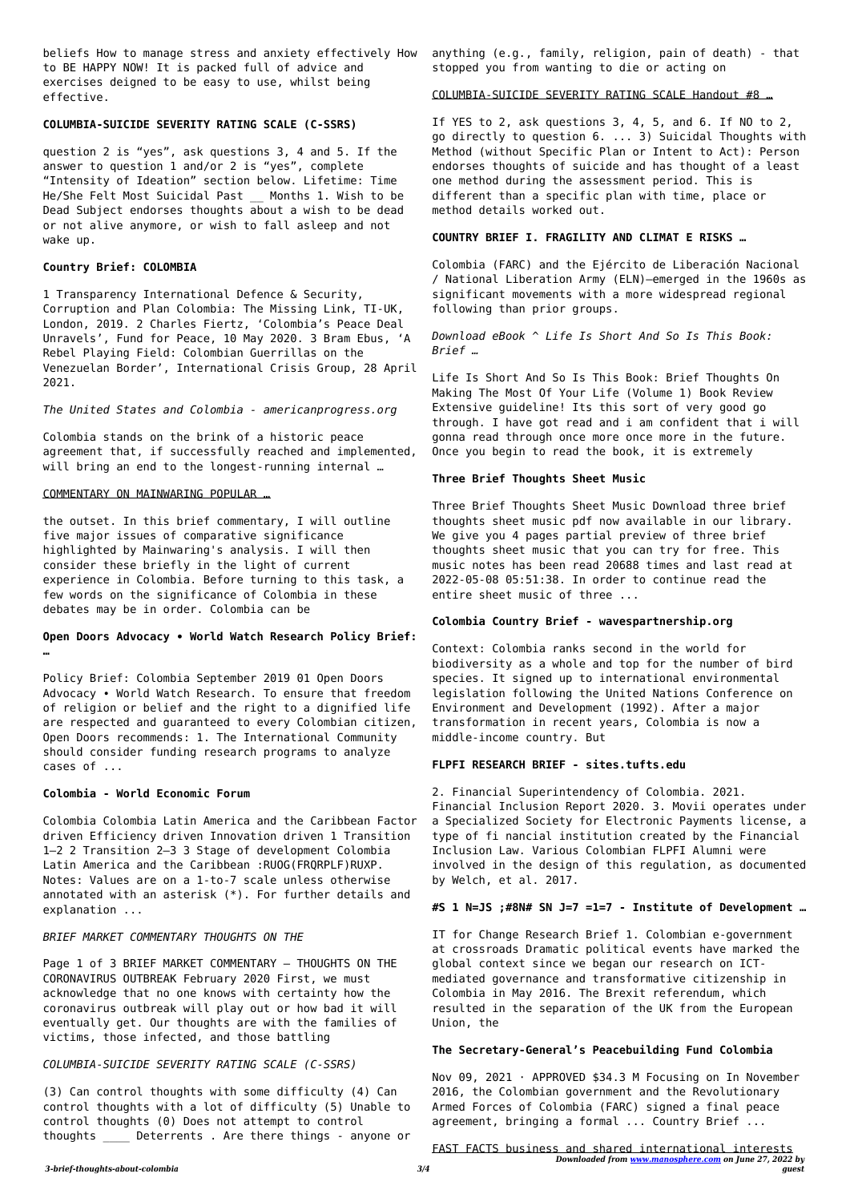beliefs How to manage stress and anxiety effectively How to BE HAPPY NOW! It is packed full of advice and exercises deigned to be easy to use, whilst being effective.

**COLUMBIA-SUICIDE SEVERITY RATING SCALE (C-SSRS)**

question 2 is "yes", ask questions 3, 4 and 5. If the answer to question 1 and/or 2 is "yes", complete "Intensity of Ideation" section below. Lifetime: Time He/She Felt Most Suicidal Past __ Months 1. Wish to be Dead Subject endorses thoughts about a wish to be dead or not alive anymore, or wish to fall asleep and not wake up.

**Country Brief: COLOMBIA**

1 Transparency International Defence & Security, Corruption and Plan Colombia: The Missing Link, TI-UK, London, 2019. 2 Charles Fiertz, 'Colombia's Peace Deal Unravels', Fund for Peace, 10 May 2020. 3 Bram Ebus, 'A Rebel Playing Field: Colombian Guerrillas on the Venezuelan Border', International Crisis Group, 28 April 2021.

*The United States and Colombia - americanprogress.org*

Colombia stands on the brink of a historic peace agreement that, if successfully reached and implemented, will bring an end to the longest-running internal …

COMMENTARY ON MAINWARING POPULAR …

the outset. In this brief commentary, I will outline five major issues of comparative significance highlighted by Mainwaring's analysis. I will then consider these briefly in the light of current experience in Colombia. Before turning to this task, a few words on the significance of Colombia in these debates may be in order. Colombia can be

**Open Doors Advocacy • World Watch Research Policy Brief: …**

Policy Brief: Colombia September 2019 01 Open Doors Advocacy • World Watch Research. To ensure that freedom of religion or belief and the right to a dignified life are respected and guaranteed to every Colombian citizen, Open Doors recommends: 1. The International Community should consider funding research programs to analyze cases of ...

**Colombia - World Economic Forum**

Colombia Colombia Latin America and the Caribbean Factor driven Efficiency driven Innovation driven 1 Transition 1–2 2 Transition 2–3 3 Stage of development Colombia Latin America and the Caribbean :RUOG(FRQRPLF)RUXP. Notes: Values are on a 1-to-7 scale unless otherwise annotated with an asterisk (*). For further details and explanation ...

*BRIEF MARKET COMMENTARY THOUGHTS ON THE*

Page 1 of 3 BRIEF MARKET COMMENTARY – THOUGHTS ON THE CORONAVIRUS OUTBREAK February 2020 First, we must acknowledge that no one knows with certainty how the coronavirus outbreak will play out or how bad it will eventually get. Our thoughts are with the families of victims, those infected, and those battling

*COLUMBIA-SUICIDE SEVERITY RATING SCALE (C-SSRS)*

(3) Can control thoughts with some difficulty (4) Can control thoughts with a lot of difficulty (5) Unable to control thoughts (0) Does not attempt to control thoughts ____ Deterrents . Are there things - anyone or anything (e.g., family, religion, pain of death) - that stopped you from wanting to die or acting on

COLUMBIA-SUICIDE SEVERITY RATING SCALE Handout #8 …

If YES to 2, ask questions 3, 4, 5, and 6. If NO to 2, go directly to question 6. ... 3) Suicidal Thoughts with Method (without Specific Plan or Intent to Act): Person endorses thoughts of suicide and has thought of a least one method during the assessment period. This is different than a specific plan with time, place or method details worked out.

**COUNTRY BRIEF I. FRAGILITY AND CLIMAT E RISKS …**

Colombia (FARC) and the Ejército de Liberación Nacional / National Liberation Army (ELN)—emerged in the 1960s as significant movements with a more widespread regional following than prior groups.

*Download eBook ^ Life Is Short And So Is This Book: Brief …*

Life Is Short And So Is This Book: Brief Thoughts On Making The Most Of Your Life (Volume 1) Book Review Extensive guideline! Its this sort of very good go through. I have got read and i am confident that i will gonna read through once more once more in the future. Once you begin to read the book, it is extremely

**Three Brief Thoughts Sheet Music**

Three Brief Thoughts Sheet Music Download three brief thoughts sheet music pdf now available in our library. We give you 4 pages partial preview of three brief thoughts sheet music that you can try for free. This music notes has been read 20688 times and last read at 2022-05-08 05:51:38. In order to continue read the entire sheet music of three ...

**Colombia Country Brief - wavespartnership.org**

Context: Colombia ranks second in the world for biodiversity as a whole and top for the number of bird species. It signed up to international environmental legislation following the United Nations Conference on Environment and Development (1992). After a major transformation in recent years, Colombia is now a middle-income country. But

**FLPFI RESEARCH BRIEF - sites.tufts.edu**

2. Financial Superintendency of Colombia. 2021. Financial Inclusion Report 2020. 3. Movii operates under a Specialized Society for Electronic Payments license, a type of fi nancial institution created by the Financial Inclusion Law. Various Colombian FLPFI Alumni were involved in the design of this regulation, as documented by Welch, et al. 2017.

**#S 1 N=JS ;#8N# SN J=7 =1=7 - Institute of Development …**

IT for Change Research Brief 1. Colombian e-government at crossroads Dramatic political events have marked the global context since we began our research on ICT-mediated governance and transformative citizenship in Colombia in May 2016. The Brexit referendum, which resulted in the separation of the UK from the European Union, the

**The Secretary-General's Peacebuilding Fund Colombia**

Nov 09, 2021 · APPROVED $34.3 M Focusing on In November 2016, the Colombian government and the Revolutionary Armed Forces of Colombia (FARC) signed a final peace agreement, bringing a formal ... Country Brief ...

FAST FACTS business and shared international interests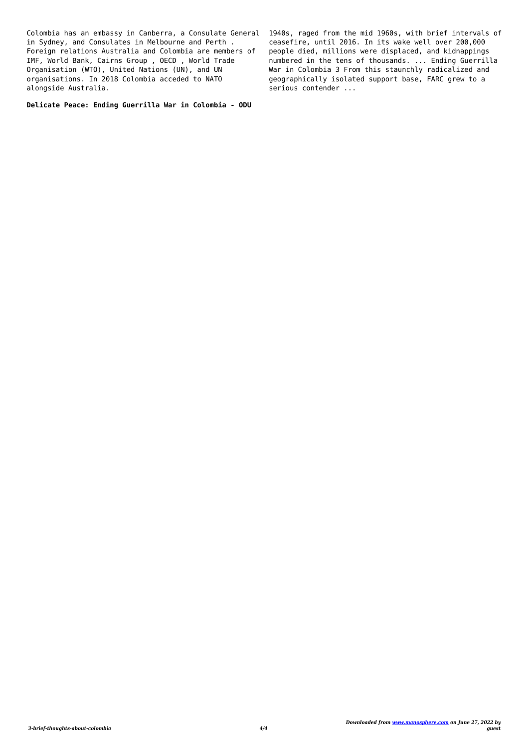Colombia has an embassy in Canberra, a Consulate General in Sydney, and Consulates in Melbourne and Perth . Foreign relations Australia and Colombia are members of IMF, World Bank, Cairns Group , OECD , World Trade Organisation (WTO), United Nations (UN), and UN organisations. In 2018 Colombia acceded to NATO alongside Australia.

**Delicate Peace: Ending Guerrilla War in Colombia - ODU**

1940s, raged from the mid 1960s, with brief intervals of ceasefire, until 2016. In its wake well over 200,000 people died, millions were displaced, and kidnappings numbered in the tens of thousands. ... Ending Guerrilla War in Colombia 3 From this staunchly radicalized and geographically isolated support base, FARC grew to a serious contender ...